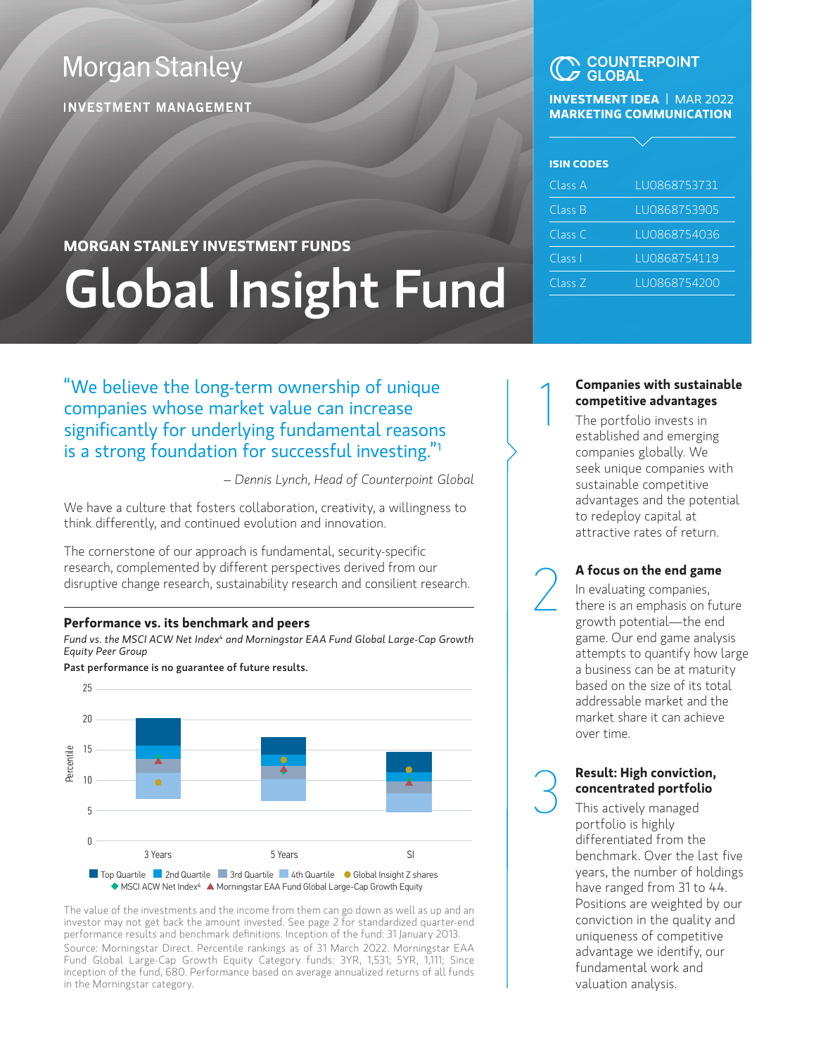Morgan Stanley

INVESTMENT MANAGEMENT

COUNTERPOINT GLOBAL

**INVESTMENT IDEA** | MAR 2022
**MARKETING COMMUNICATION**

**ISIN CODES**

| Class | ISIN |
|---|---|
| Class A | LU0868753731 |
| Class B | LU0868753905 |
| Class C | LU0868754036 |
| Class I | LU0868754119 |
| Class Z | LU0868754200 |

**MORGAN STANLEY INVESTMENT FUNDS**

# Global Insight Fund

"We believe the long-term ownership of unique companies whose market value can increase significantly for underlying fundamental reasons is a strong foundation for successful investing."[1]

*– Dennis Lynch, Head of Counterpoint Global*

We have a culture that fosters collaboration, creativity, a willingness to think differently, and continued evolution and innovation.

The cornerstone of our approach is fundamental, security-specific research, complemented by different perspectives derived from our disruptive change research, sustainability research and consilient research.

### Performance vs. its benchmark and peers

*Fund vs. the MSCI ACW Net Index[4] and Morningstar EAA Fund Global Large-Cap Growth Equity Peer Group*

**Past performance is no guarantee of future results.**

Chart: Percentile (0–25) for 3 Years, 5 Years, SI. Legend: Top Quartile, 2nd Quartile, 3rd Quartile, 4th Quartile, Global Insight Z shares, MSCI ACW Net Index[4], Morningstar EAA Fund Global Large-Cap Growth Equity

The value of the investments and the income from them can go down as well as up and an investor may not get back the amount invested. See page 2 for standardized quarter-end performance results and benchmark definitions. Inception of the fund: 31 January 2013.

Source: Morningstar Direct. Percentile rankings as of 31 March 2022. Morningstar EAA Fund Global Large-Cap Growth Equity Category funds: 3YR, 1,531; 5YR, 1,111; Since inception of the fund, 680. Performance based on average annualized returns of all funds in the Morningstar category.

### 1 Companies with sustainable competitive advantages

The portfolio invests in established and emerging companies globally. We seek unique companies with sustainable competitive advantages and the potential to redeploy capital at attractive rates of return.

### 2 A focus on the end game

In evaluating companies, there is an emphasis on future growth potential—the end game. Our end game analysis attempts to quantify how large a business can be at maturity based on the size of its total addressable market and the market share it can achieve over time.

### 3 Result: High conviction, concentrated portfolio

This actively managed portfolio is highly differentiated from the benchmark. Over the last five years, the number of holdings have ranged from 31 to 44. Positions are weighted by our conviction in the quality and uniqueness of competitive advantage we identify, our fundamental work and valuation analysis.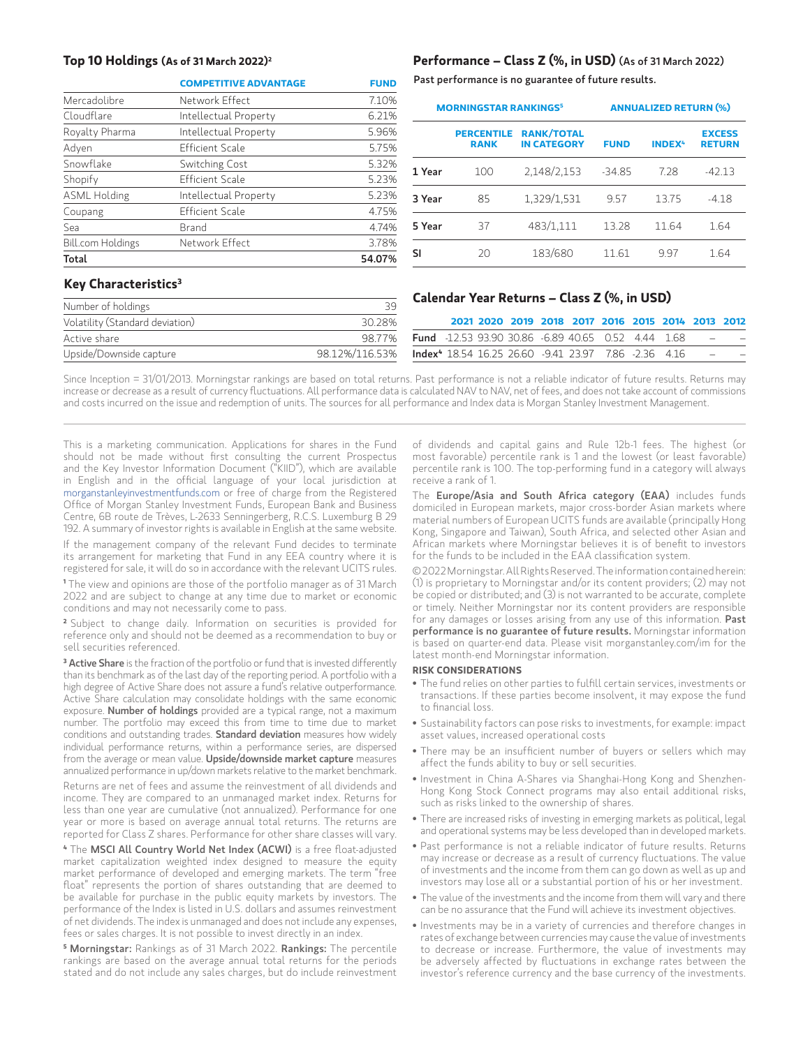## Top 10 Holdings (As of 31 March 2022)[2]

| | COMPETITIVE ADVANTAGE | FUND |
|---|---|---|
| Mercadolibre | Network Effect | 7.10% |
| Cloudflare | Intellectual Property | 6.21% |
| Royalty Pharma | Intellectual Property | 5.96% |
| Adyen | Efficient Scale | 5.75% |
| Snowflake | Switching Cost | 5.32% |
| Shopify | Efficient Scale | 5.23% |
| ASML Holding | Intellectual Property | 5.23% |
| Coupang | Efficient Scale | 4.75% |
| Sea | Brand | 4.74% |
| Bill.com Holdings | Network Effect | 3.78% |
| **Total** | | **54.07%** |

## Key Characteristics[3]

| | |
|---|---|
| Number of holdings | 39 |
| Volatility (Standard deviation) | 30.28% |
| Active share | 98.77% |
| Upside/Downside capture | 98.12%/116.53% |

## Performance – Class Z (%, in USD) (As of 31 March 2022)

Past performance is no guarantee of future results.

| | MORNINGSTAR RANKINGS[5] | | ANNUALIZED RETURN (%) | | |
|---|---|---|---|---|---|
| | PERCENTILE RANK | RANK/TOTAL IN CATEGORY | FUND | INDEX[4] | EXCESS RETURN |
| 1 Year | 100 | 2,148/2,153 | -34.85 | 7.28 | -42.13 |
| 3 Year | 85 | 1,329/1,531 | 9.57 | 13.75 | -4.18 |
| 5 Year | 37 | 483/1,111 | 13.28 | 11.64 | 1.64 |
| SI | 20 | 183/680 | 11.61 | 9.97 | 1.64 |

## Calendar Year Returns – Class Z (%, in USD)

| | 2021 | 2020 | 2019 | 2018 | 2017 | 2016 | 2015 | 2014 | 2013 | 2012 |
|---|---|---|---|---|---|---|---|---|---|---|
| Fund | -12.53 | 93.90 | 30.86 | -6.89 | 40.65 | 0.52 | 4.44 | 1.68 | – | – |
| Index[4] | 18.54 | 16.25 | 26.60 | -9.41 | 23.97 | 7.86 | -2.36 | 4.16 | – | – |

Since Inception = 31/01/2013. Morningstar rankings are based on total returns. Past performance is not a reliable indicator of future results. Returns may increase or decrease as a result of currency fluctuations. All performance data is calculated NAV to NAV, net of fees, and does not take account of commissions and costs incurred on the issue and redemption of units. The sources for all performance and Index data is Morgan Stanley Investment Management.

This is a marketing communication. Applications for shares in the Fund should not be made without first consulting the current Prospectus and the Key Investor Information Document ("KIID"), which are available in English and in the official language of your local jurisdiction at morganstanleyinvestmentfunds.com or free of charge from the Registered Office of Morgan Stanley Investment Funds, European Bank and Business Centre, 6B route de Trèves, L-2633 Senningerberg, R.C.S. Luxemburg B 29 192. A summary of investor rights is available in English at the same website.

If the management company of the relevant Fund decides to terminate its arrangement for marketing that Fund in any EEA country where it is registered for sale, it will do so in accordance with the relevant UCITS rules.

[1] The view and opinions are those of the portfolio manager as of 31 March 2022 and are subject to change at any time due to market or economic conditions and may not necessarily come to pass.

[2] Subject to change daily. Information on securities is provided for reference only and should not be deemed as a recommendation to buy or sell securities referenced.

[3] **Active Share** is the fraction of the portfolio or fund that is invested differently than its benchmark as of the last day of the reporting period. A portfolio with a high degree of Active Share does not assure a fund's relative outperformance. Active Share calculation may consolidate holdings with the same economic exposure. **Number of holdings** provided are a typical range, not a maximum number. The portfolio may exceed this from time to time due to market conditions and outstanding trades. **Standard deviation** measures how widely individual performance returns, within a performance series, are dispersed from the average or mean value. **Upside/downside market capture** measures annualized performance in up/down markets relative to the market benchmark.

Returns are net of fees and assume the reinvestment of all dividends and income. They are compared to an unmanaged market index. Returns for less than one year are cumulative (not annualized). Performance for one year or more is based on average annual total returns. The returns are reported for Class Z shares. Performance for other share classes will vary.

[4] The **MSCI All Country World Net Index (ACWI)** is a free float-adjusted market capitalization weighted index designed to measure the equity market performance of developed and emerging markets. The term "free float" represents the portion of shares outstanding that are deemed to be available for purchase in the public equity markets by investors. The performance of the Index is listed in U.S. dollars and assumes reinvestment of net dividends. The index is unmanaged and does not include any expenses, fees or sales charges. It is not possible to invest directly in an index.

[5] **Morningstar:** Rankings as of 31 March 2022. **Rankings:** The percentile rankings are based on the average annual total returns for the periods stated and do not include any sales charges, but do include reinvestment of dividends and capital gains and Rule 12b-1 fees. The highest (or most favorable) percentile rank is 1 and the lowest (or least favorable) percentile rank is 100. The top-performing fund in a category will always receive a rank of 1.

The **Europe/Asia and South Africa category (EAA)** includes funds domiciled in European markets, major cross-border Asian markets where material numbers of European UCITS funds are available (principally Hong Kong, Singapore and Taiwan), South Africa, and selected other Asian and African markets where Morningstar believes it is of benefit to investors for the funds to be included in the EAA classification system.

© 2022 Morningstar. All Rights Reserved. The information contained herein: (1) is proprietary to Morningstar and/or its content providers; (2) may not be copied or distributed; and (3) is not warranted to be accurate, complete or timely. Neither Morningstar nor its content providers are responsible for any damages or losses arising from any use of this information. **Past performance is no guarantee of future results.** Morningstar information is based on quarter-end data. Please visit morganstanley.com/im for the latest month-end Morningstar information.

**RISK CONSIDERATIONS**

- The fund relies on other parties to fulfill certain services, investments or transactions. If these parties become insolvent, it may expose the fund to financial loss.
- Sustainability factors can pose risks to investments, for example: impact asset values, increased operational costs
- There may be an insufficient number of buyers or sellers which may affect the funds ability to buy or sell securities.
- Investment in China A-Shares via Shanghai-Hong Kong and Shenzhen-Hong Kong Stock Connect programs may also entail additional risks, such as risks linked to the ownership of shares.
- There are increased risks of investing in emerging markets as political, legal and operational systems may be less developed than in developed markets.
- Past performance is not a reliable indicator of future results. Returns may increase or decrease as a result of currency fluctuations. The value of investments and the income from them can go down as well as up and investors may lose all or a substantial portion of his or her investment.
- The value of the investments and the income from them will vary and there can be no assurance that the Fund will achieve its investment objectives.
- Investments may be in a variety of currencies and therefore changes in rates of exchange between currencies may cause the value of investments to decrease or increase. Furthermore, the value of investments may be adversely affected by fluctuations in exchange rates between the investor's reference currency and the base currency of the investments.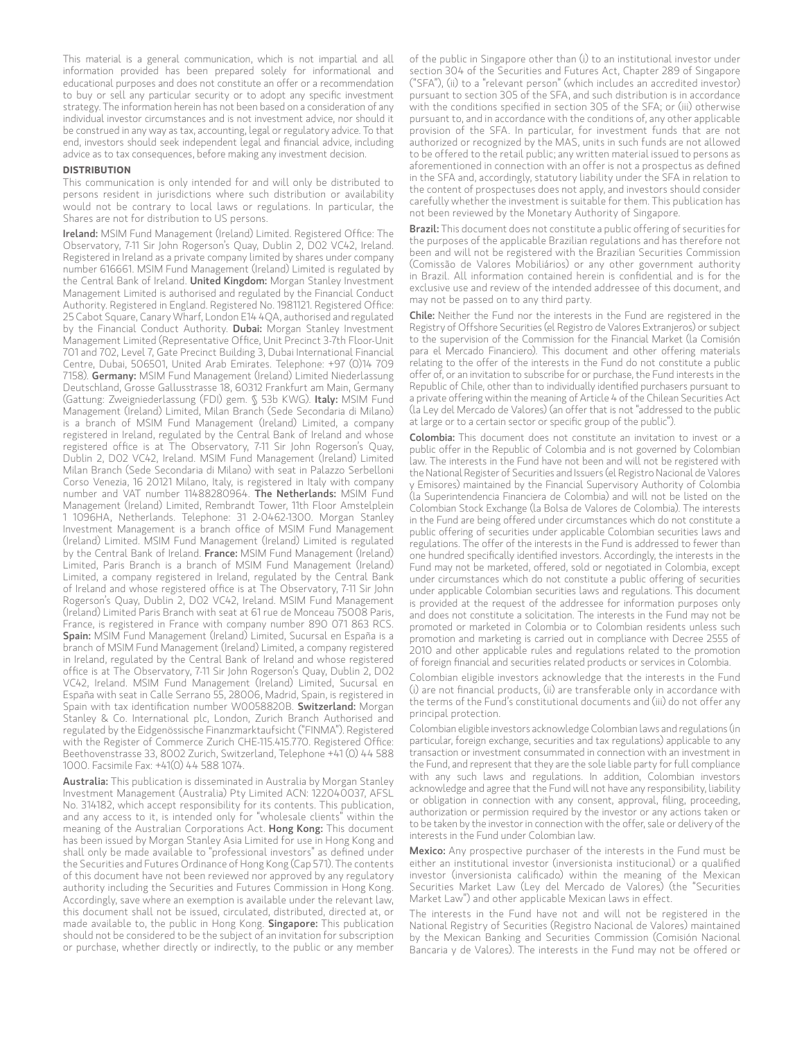This material is a general communication, which is not impartial and all information provided has been prepared solely for informational and educational purposes and does not constitute an offer or a recommendation to buy or sell any particular security or to adopt any specific investment strategy. The information herein has not been based on a consideration of any individual investor circumstances and is not investment advice, nor should it be construed in any way as tax, accounting, legal or regulatory advice. To that end, investors should seek independent legal and financial advice, including advice as to tax consequences, before making any investment decision.

## DISTRIBUTION

This communication is only intended for and will only be distributed to persons resident in jurisdictions where such distribution or availability would not be contrary to local laws or regulations. In particular, the Shares are not for distribution to US persons.

**Ireland:** MSIM Fund Management (Ireland) Limited. Registered Office: The Observatory, 7-11 Sir John Rogerson's Quay, Dublin 2, D02 VC42, Ireland. Registered in Ireland as a private company limited by shares under company number 616661. MSIM Fund Management (Ireland) Limited is regulated by the Central Bank of Ireland. **United Kingdom:** Morgan Stanley Investment Management Limited is authorised and regulated by the Financial Conduct Authority. Registered in England. Registered No. 1981121. Registered Office: 25 Cabot Square, Canary Wharf, London E14 4QA, authorised and regulated by the Financial Conduct Authority. **Dubai:** Morgan Stanley Investment Management Limited (Representative Office, Unit Precinct 3-7th Floor-Unit 701 and 702, Level 7, Gate Precinct Building 3, Dubai International Financial Centre, Dubai, 506501, United Arab Emirates. Telephone: +97 (0)14 709 7158). **Germany:** MSIM Fund Management (Ireland) Limited Niederlassung Deutschland, Grosse Gallusstrasse 18, 60312 Frankfurt am Main, Germany (Gattung: Zweigniederlassung (FDI) gem. § 53b KWG). **Italy:** MSIM Fund Management (Ireland) Limited, Milan Branch (Sede Secondaria di Milano) is a branch of MSIM Fund Management (Ireland) Limited, a company registered in Ireland, regulated by the Central Bank of Ireland and whose registered office is at The Observatory, 7-11 Sir John Rogerson's Quay, Dublin 2, D02 VC42, Ireland. MSIM Fund Management (Ireland) Limited Milan Branch (Sede Secondaria di Milano) with seat in Palazzo Serbelloni Corso Venezia, 16 20121 Milano, Italy, is registered in Italy with company number and VAT number 11488280964. **The Netherlands:** MSIM Fund Management (Ireland) Limited, Rembrandt Tower, 11th Floor Amstelplein 1 1096HA, Netherlands. Telephone: 31 2-0462-1300. Morgan Stanley Investment Management is a branch office of MSIM Fund Management (Ireland) Limited. MSIM Fund Management (Ireland) Limited is regulated by the Central Bank of Ireland. **France:** MSIM Fund Management (Ireland) Limited, Paris Branch is a branch of MSIM Fund Management (Ireland) Limited, a company registered in Ireland, regulated by the Central Bank of Ireland and whose registered office is at The Observatory, 7-11 Sir John Rogerson's Quay, Dublin 2, D02 VC42, Ireland. MSIM Fund Management (Ireland) Limited Paris Branch with seat at 61 rue de Monceau 75008 Paris, France, is registered in France with company number 890 071 863 RCS. **Spain:** MSIM Fund Management (Ireland) Limited, Sucursal en España is a branch of MSIM Fund Management (Ireland) Limited, a company registered in Ireland, regulated by the Central Bank of Ireland and whose registered office is at The Observatory, 7-11 Sir John Rogerson's Quay, Dublin 2, D02 VC42, Ireland. MSIM Fund Management (Ireland) Limited, Sucursal en España with seat in Calle Serrano 55, 28006, Madrid, Spain, is registered in Spain with tax identification number W0058820B. **Switzerland:** Morgan Stanley & Co. International plc, London, Zurich Branch Authorised and regulated by the Eidgenössische Finanzmarktaufsicht ("FINMA"). Registered with the Register of Commerce Zurich CHE-115.415.770. Registered Office: Beethovenstrasse 33, 8002 Zurich, Switzerland, Telephone +41 (0) 44 588 1000. Facsimile Fax: +41(0) 44 588 1074.

**Australia:** This publication is disseminated in Australia by Morgan Stanley Investment Management (Australia) Pty Limited ACN: 122040037, AFSL No. 314182, which accept responsibility for its contents. This publication, and any access to it, is intended only for "wholesale clients" within the meaning of the Australian Corporations Act. **Hong Kong:** This document has been issued by Morgan Stanley Asia Limited for use in Hong Kong and shall only be made available to "professional investors" as defined under the Securities and Futures Ordinance of Hong Kong (Cap 571). The contents of this document have not been reviewed nor approved by any regulatory authority including the Securities and Futures Commission in Hong Kong. Accordingly, save where an exemption is available under the relevant law, this document shall not be issued, circulated, distributed, directed at, or made available to, the public in Hong Kong. **Singapore:** This publication should not be considered to be the subject of an invitation for subscription or purchase, whether directly or indirectly, to the public or any member of the public in Singapore other than (i) to an institutional investor under section 304 of the Securities and Futures Act, Chapter 289 of Singapore ("SFA"), (ii) to a "relevant person" (which includes an accredited investor) pursuant to section 305 of the SFA, and such distribution is in accordance with the conditions specified in section 305 of the SFA; or (iii) otherwise pursuant to, and in accordance with the conditions of, any other applicable provision of the SFA. In particular, for investment funds that are not authorized or recognized by the MAS, units in such funds are not allowed to be offered to the retail public; any written material issued to persons as aforementioned in connection with an offer is not a prospectus as defined in the SFA and, accordingly, statutory liability under the SFA in relation to the content of prospectuses does not apply, and investors should consider carefully whether the investment is suitable for them. This publication has not been reviewed by the Monetary Authority of Singapore.

**Brazil:** This document does not constitute a public offering of securities for the purposes of the applicable Brazilian regulations and has therefore not been and will not be registered with the Brazilian Securities Commission (Comissão de Valores Mobiliários) or any other government authority in Brazil. All information contained herein is confidential and is for the exclusive use and review of the intended addressee of this document, and may not be passed on to any third party.

**Chile:** Neither the Fund nor the interests in the Fund are registered in the Registry of Offshore Securities (el Registro de Valores Extranjeros) or subject to the supervision of the Commission for the Financial Market (la Comisión para el Mercado Financiero). This document and other offering materials relating to the offer of the interests in the Fund do not constitute a public offer of, or an invitation to subscribe for or purchase, the Fund interests in the Republic of Chile, other than to individually identified purchasers pursuant to a private offering within the meaning of Article 4 of the Chilean Securities Act (la Ley del Mercado de Valores) (an offer that is not "addressed to the public at large or to a certain sector or specific group of the public").

**Colombia:** This document does not constitute an invitation to invest or a public offer in the Republic of Colombia and is not governed by Colombian law. The interests in the Fund have not been and will not be registered with the National Register of Securities and Issuers (el Registro Nacional de Valores y Emisores) maintained by the Financial Supervisory Authority of Colombia (la Superintendencia Financiera de Colombia) and will not be listed on the Colombian Stock Exchange (la Bolsa de Valores de Colombia). The interests in the Fund are being offered under circumstances which do not constitute a public offering of securities under applicable Colombian securities laws and regulations. The offer of the interests in the Fund is addressed to fewer than one hundred specifically identified investors. Accordingly, the interests in the Fund may not be marketed, offered, sold or negotiated in Colombia, except under circumstances which do not constitute a public offering of securities under applicable Colombian securities laws and regulations. This document is provided at the request of the addressee for information purposes only and does not constitute a solicitation. The interests in the Fund may not be promoted or marketed in Colombia or to Colombian residents unless such promotion and marketing is carried out in compliance with Decree 2555 of 2010 and other applicable rules and regulations related to the promotion of foreign financial and securities related products or services in Colombia.

Colombian eligible investors acknowledge that the interests in the Fund (i) are not financial products, (ii) are transferable only in accordance with the terms of the Fund's constitutional documents and (iii) do not offer any principal protection.

Colombian eligible investors acknowledge Colombian laws and regulations (in particular, foreign exchange, securities and tax regulations) applicable to any transaction or investment consummated in connection with an investment in the Fund, and represent that they are the sole liable party for full compliance with any such laws and regulations. In addition, Colombian investors acknowledge and agree that the Fund will not have any responsibility, liability or obligation in connection with any consent, approval, filing, proceeding, authorization or permission required by the investor or any actions taken or to be taken by the investor in connection with the offer, sale or delivery of the interests in the Fund under Colombian law.

**Mexico:** Any prospective purchaser of the interests in the Fund must be either an institutional investor (inversionista institucional) or a qualified investor (inversionista calificado) within the meaning of the Mexican Securities Market Law (Ley del Mercado de Valores) (the "Securities Market Law") and other applicable Mexican laws in effect.

The interests in the Fund have not and will not be registered in the National Registry of Securities (Registro Nacional de Valores) maintained by the Mexican Banking and Securities Commission (Comisión Nacional Bancaria y de Valores). The interests in the Fund may not be offered or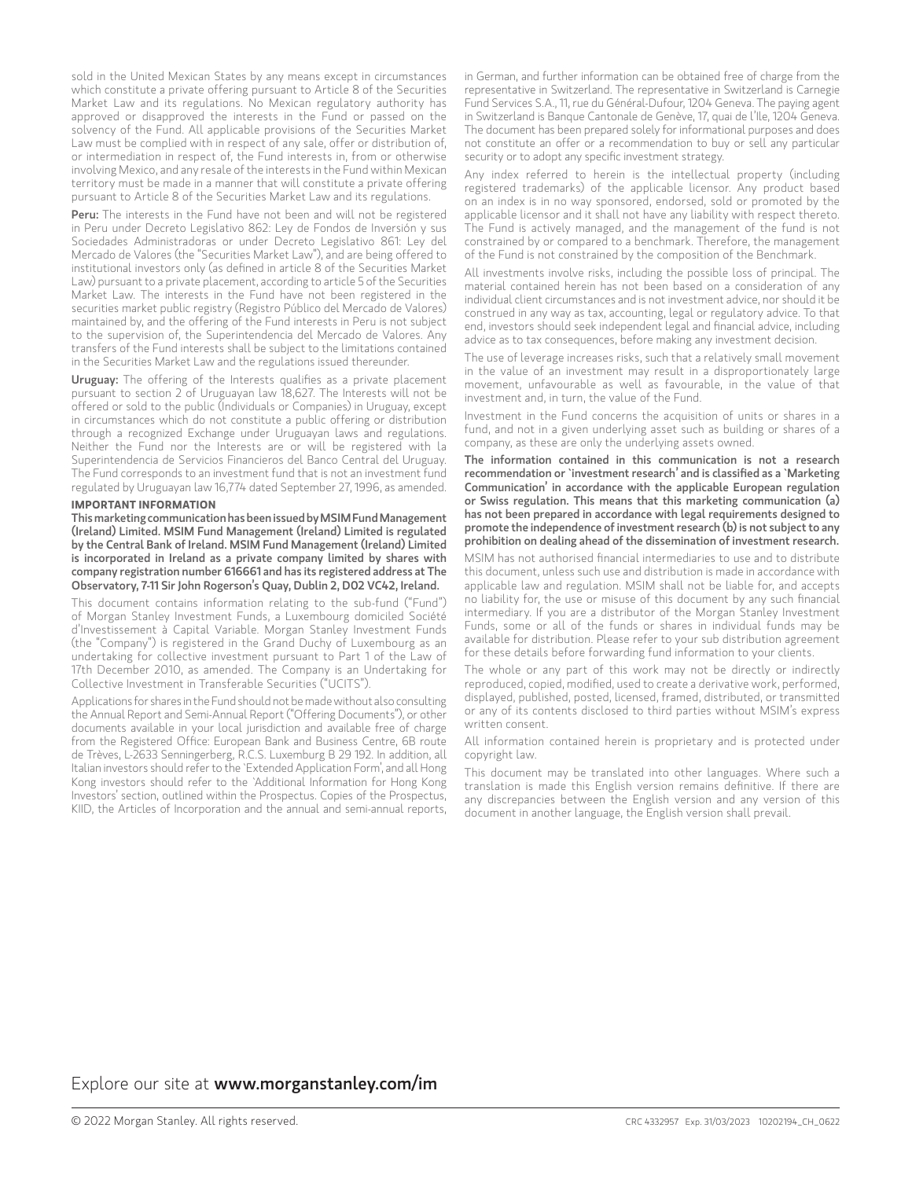sold in the United Mexican States by any means except in circumstances which constitute a private offering pursuant to Article 8 of the Securities Market Law and its regulations. No Mexican regulatory authority has approved or disapproved the interests in the Fund or passed on the solvency of the Fund. All applicable provisions of the Securities Market Law must be complied with in respect of any sale, offer or distribution of, or intermediation in respect of, the Fund interests in, from or otherwise involving Mexico, and any resale of the interests in the Fund within Mexican territory must be made in a manner that will constitute a private offering pursuant to Article 8 of the Securities Market Law and its regulations.

**Peru:** The interests in the Fund have not been and will not be registered in Peru under Decreto Legislativo 862: Ley de Fondos de Inversión y sus Sociedades Administradoras or under Decreto Legislativo 861: Ley del Mercado de Valores (the "Securities Market Law"), and are being offered to institutional investors only (as defined in article 8 of the Securities Market Law) pursuant to a private placement, according to article 5 of the Securities Market Law. The interests in the Fund have not been registered in the securities market public registry (Registro Público del Mercado de Valores) maintained by, and the offering of the Fund interests in Peru is not subject to the supervision of, the Superintendencia del Mercado de Valores. Any transfers of the Fund interests shall be subject to the limitations contained in the Securities Market Law and the regulations issued thereunder.

**Uruguay:** The offering of the Interests qualifies as a private placement pursuant to section 2 of Uruguayan law 18,627. The Interests will not be offered or sold to the public (Individuals or Companies) in Uruguay, except in circumstances which do not constitute a public offering or distribution through a recognized Exchange under Uruguayan laws and regulations. Neither the Fund nor the Interests are or will be registered with la Superintendencia de Servicios Financieros del Banco Central del Uruguay. The Fund corresponds to an investment fund that is not an investment fund regulated by Uruguayan law 16,774 dated September 27, 1996, as amended.

**IMPORTANT INFORMATION**

**This marketing communication has been issued by MSIM Fund Management (Ireland) Limited. MSIM Fund Management (Ireland) Limited is regulated by the Central Bank of Ireland. MSIM Fund Management (Ireland) Limited is incorporated in Ireland as a private company limited by shares with company registration number 616661 and has its registered address at The Observatory, 7-11 Sir John Rogerson's Quay, Dublin 2, D02 VC42, Ireland.**

This document contains information relating to the sub-fund ("Fund") of Morgan Stanley Investment Funds, a Luxembourg domiciled Société d'Investissement à Capital Variable. Morgan Stanley Investment Funds (the "Company") is registered in the Grand Duchy of Luxembourg as an undertaking for collective investment pursuant to Part 1 of the Law of 17th December 2010, as amended. The Company is an Undertaking for Collective Investment in Transferable Securities ("UCITS").

Applications for shares in the Fund should not be made without also consulting the Annual Report and Semi-Annual Report ("Offering Documents"), or other documents available in your local jurisdiction and available free of charge from the Registered Office: European Bank and Business Centre, 6B route de Trèves, L-2633 Senningerberg, R.C.S. Luxemburg B 29 192. In addition, all Italian investors should refer to the 'Extended Application Form', and all Hong Kong investors should refer to the 'Additional Information for Hong Kong Investors' section, outlined within the Prospectus. Copies of the Prospectus, KIID, the Articles of Incorporation and the annual and semi-annual reports, in German, and further information can be obtained free of charge from the representative in Switzerland. The representative in Switzerland is Carnegie Fund Services S.A., 11, rue du Général-Dufour, 1204 Geneva. The paying agent in Switzerland is Banque Cantonale de Genève, 17, quai de l'Ile, 1204 Geneva. The document has been prepared solely for informational purposes and does not constitute an offer or a recommendation to buy or sell any particular security or to adopt any specific investment strategy.

Any index referred to herein is the intellectual property (including registered trademarks) of the applicable licensor. Any product based on an index is in no way sponsored, endorsed, sold or promoted by the applicable licensor and it shall not have any liability with respect thereto. The Fund is actively managed, and the management of the fund is not constrained by or compared to a benchmark. Therefore, the management of the Fund is not constrained by the composition of the Benchmark.

All investments involve risks, including the possible loss of principal. The material contained herein has not been based on a consideration of any individual client circumstances and is not investment advice, nor should it be construed in any way as tax, accounting, legal or regulatory advice. To that end, investors should seek independent legal and financial advice, including advice as to tax consequences, before making any investment decision.

The use of leverage increases risks, such that a relatively small movement in the value of an investment may result in a disproportionately large movement, unfavourable as well as favourable, in the value of that investment and, in turn, the value of the Fund.

Investment in the Fund concerns the acquisition of units or shares in a fund, and not in a given underlying asset such as building or shares of a company, as these are only the underlying assets owned.

**The information contained in this communication is not a research recommendation or 'investment research' and is classified as a 'Marketing Communication' in accordance with the applicable European regulation or Swiss regulation. This means that this marketing communication (a) has not been prepared in accordance with legal requirements designed to promote the independence of investment research (b) is not subject to any prohibition on dealing ahead of the dissemination of investment research.**

MSIM has not authorised financial intermediaries to use and to distribute this document, unless such use and distribution is made in accordance with applicable law and regulation. MSIM shall not be liable for, and accepts no liability for, the use or misuse of this document by any such financial intermediary. If you are a distributor of the Morgan Stanley Investment Funds, some or all of the funds or shares in individual funds may be available for distribution. Please refer to your sub distribution agreement for these details before forwarding fund information to your clients.

The whole or any part of this work may not be directly or indirectly reproduced, copied, modified, used to create a derivative work, performed, displayed, published, posted, licensed, framed, distributed, or transmitted or any of its contents disclosed to third parties without MSIM's express written consent.

All information contained herein is proprietary and is protected under copyright law.

This document may be translated into other languages. Where such a translation is made this English version remains definitive. If there are any discrepancies between the English version and any version of this document in another language, the English version shall prevail.

Explore our site at **www.morganstanley.com/im**

© 2022 Morgan Stanley. All rights reserved.

CRC 4332957 Exp. 31/03/2023 10202194_CH_0622